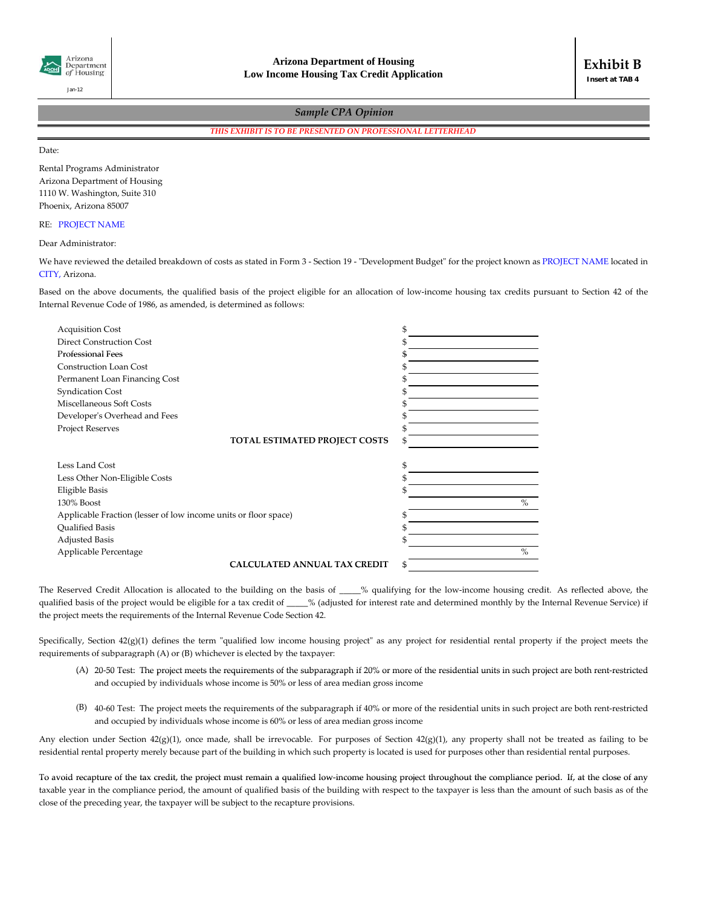Arizona Department of Housing
Jan-12

**Arizona Department of Housing**
**Low Income Housing Tax Credit Application**

# Exhibit B

**Insert at TAB 4**

## *Sample CPA Opinion*

*THIS EXHIBIT IS TO BE PRESENTED ON PROFESSIONAL LETTERHEAD*

Date:

Rental Programs Administrator
Arizona Department of Housing
1110 W. Washington, Suite 310
Phoenix, Arizona 85007

RE: PROJECT NAME

Dear Administrator:

We have reviewed the detailed breakdown of costs as stated in Form 3 - Section 19 - "Development Budget" for the project known as PROJECT NAME located in CITY, Arizona.

Based on the above documents, the qualified basis of the project eligible for an allocation of low-income housing tax credits pursuant to Section 42 of the Internal Revenue Code of 1986, as amended, is determined as follows:

| | |
|---|---|
| Acquisition Cost | $ |
| Direct Construction Cost | $ |
| Professional Fees | $ |
| Construction Loan Cost | $ |
| Permanent Loan Financing Cost | $ |
| Syndication Cost | $ |
| Miscellaneous Soft Costs | $ |
| Developer's Overhead and Fees | $ |
| Project Reserves | $ |
| **TOTAL ESTIMATED PROJECT COSTS** | $ |
| | |
| Less Land Cost | $ |
| Less Other Non-Eligible Costs | $ |
| Eligible Basis | $ |
| 130% Boost | % |
| Applicable Fraction (lesser of low income units or floor space) | $ |
| Qualified Basis | $ |
| Adjusted Basis | $ |
| Applicable Percentage | % |
| **CALCULATED ANNUAL TAX CREDIT** | $ |

The Reserved Credit Allocation is allocated to the building on the basis of _____% qualifying for the low-income housing credit. As reflected above, the qualified basis of the project would be eligible for a tax credit of _____% (adjusted for interest rate and determined monthly by the Internal Revenue Service) if the project meets the requirements of the Internal Revenue Code Section 42.

Specifically, Section 42(g)(1) defines the term "qualified low income housing project" as any project for residential rental property if the project meets the requirements of subparagraph (A) or (B) whichever is elected by the taxpayer:

(A) 20-50 Test: The project meets the requirements of the subparagraph if 20% or more of the residential units in such project are both rent-restricted and occupied by individuals whose income is 50% or less of area median gross income

(B) 40-60 Test: The project meets the requirements of the subparagraph if 40% or more of the residential units in such project are both rent-restricted and occupied by individuals whose income is 60% or less of area median gross income

Any election under Section 42(g)(1), once made, shall be irrevocable. For purposes of Section 42(g)(1), any property shall not be treated as failing to be residential rental property merely because part of the building in which such property is located is used for purposes other than residential rental purposes.

To avoid recapture of the tax credit, the project must remain a qualified low-income housing project throughout the compliance period. If, at the close of any taxable year in the compliance period, the amount of qualified basis of the building with respect to the taxpayer is less than the amount of such basis as of the close of the preceding year, the taxpayer will be subject to the recapture provisions.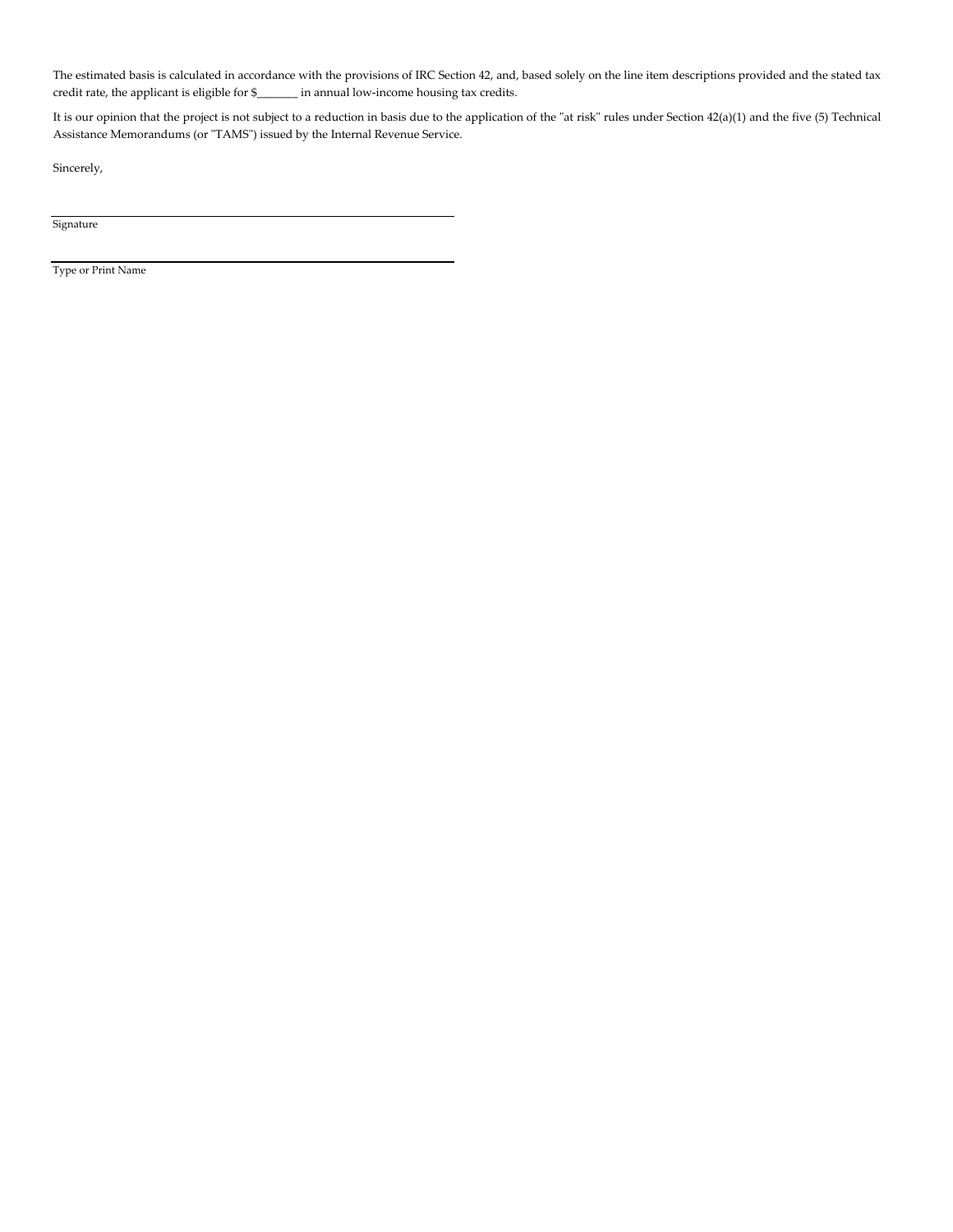The estimated basis is calculated in accordance with the provisions of IRC Section 42, and, based solely on the line item descriptions provided and the stated tax credit rate, the applicant is eligible for $_______ in annual low-income housing tax credits.

It is our opinion that the project is not subject to a reduction in basis due to the application of the "at risk" rules under Section 42(a)(1) and the five (5) Technical Assistance Memorandums (or "TAMS") issued by the Internal Revenue Service.

Sincerely,

\_\_\_\_\_\_\_\_\_\_\_\_\_\_\_\_\_\_\_\_\_\_\_\_\_\_\_\_\_\_\_\_\_\_\_\_\_\_\_\_

Signature

\_\_\_\_\_\_\_\_\_\_\_\_\_\_\_\_\_\_\_\_\_\_\_\_\_\_\_\_\_\_\_\_\_\_\_\_\_\_\_\_

Type or Print Name